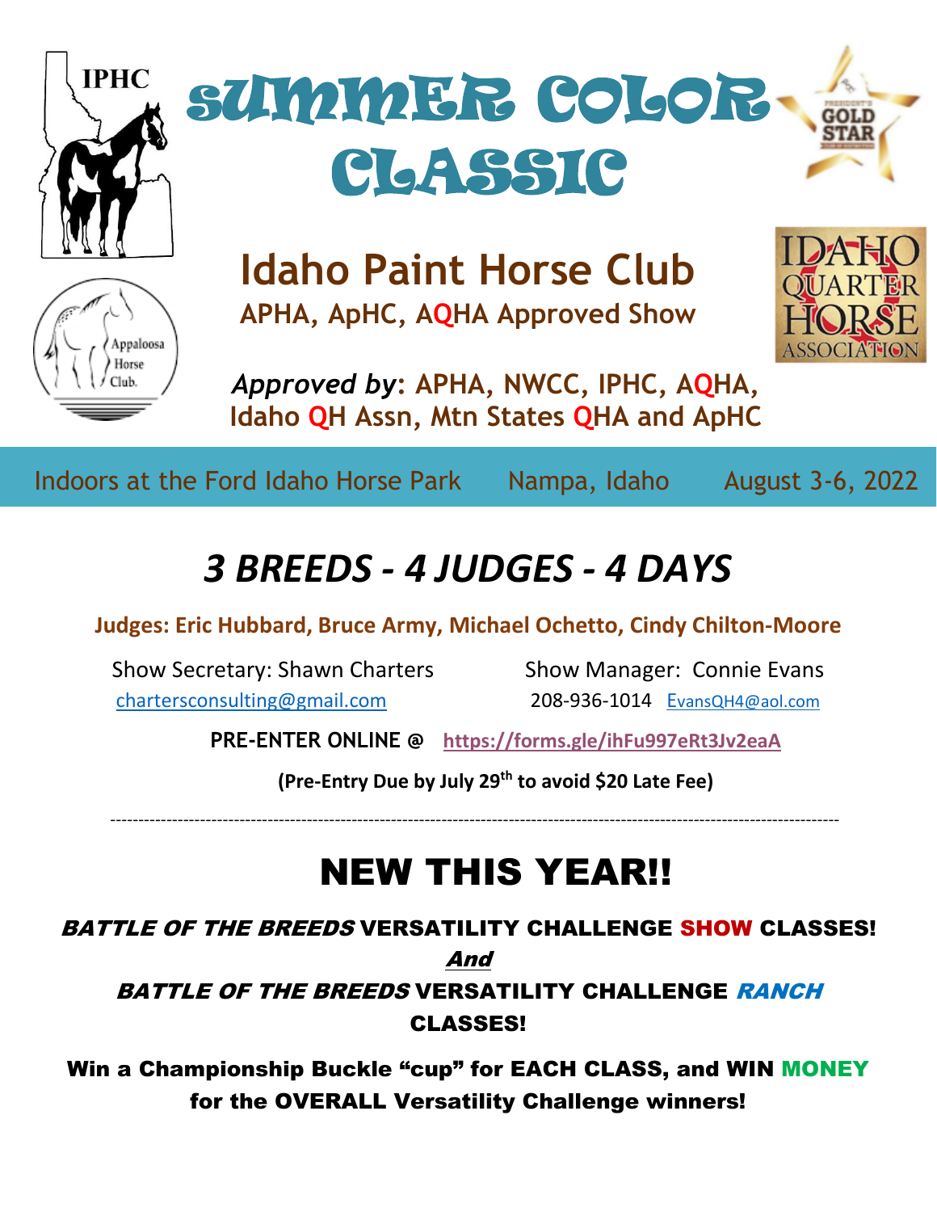# SUMMER COLOR CLASSIC

## Idaho Paint Horse Club

**APHA, ApHC, AQHA Approved Show**

*Approved by*: **APHA, NWCC, IPHC, AQHA, Idaho QH Assn, Mtn States QHA and ApHC**

Indoors at the Ford Idaho Horse Park    Nampa, Idaho    August 3-6, 2022

## *3 BREEDS - 4 JUDGES - 4 DAYS*

**Judges: Eric Hubbard, Bruce Army, Michael Ochetto, Cindy Chilton-Moore**

Show Secretary: Shawn Charters
chartersconsulting@gmail.com

Show Manager: Connie Evans
208-936-1014 EvansQH4@aol.com

**PRE-ENTER ONLINE @ https://forms.gle/ihFu997eRt3Jv2eaA**

**(Pre-Entry Due by July 29th to avoid $20 Late Fee)**

---

# NEW THIS YEAR!!

***BATTLE OF THE BREEDS*** **VERSATILITY CHALLENGE SHOW CLASSES!**

***And***

***BATTLE OF THE BREEDS*** **VERSATILITY CHALLENGE *RANCH* CLASSES!**

**Win a Championship Buckle "cup" for EACH CLASS, and WIN MONEY for the OVERALL Versatility Challenge winners!**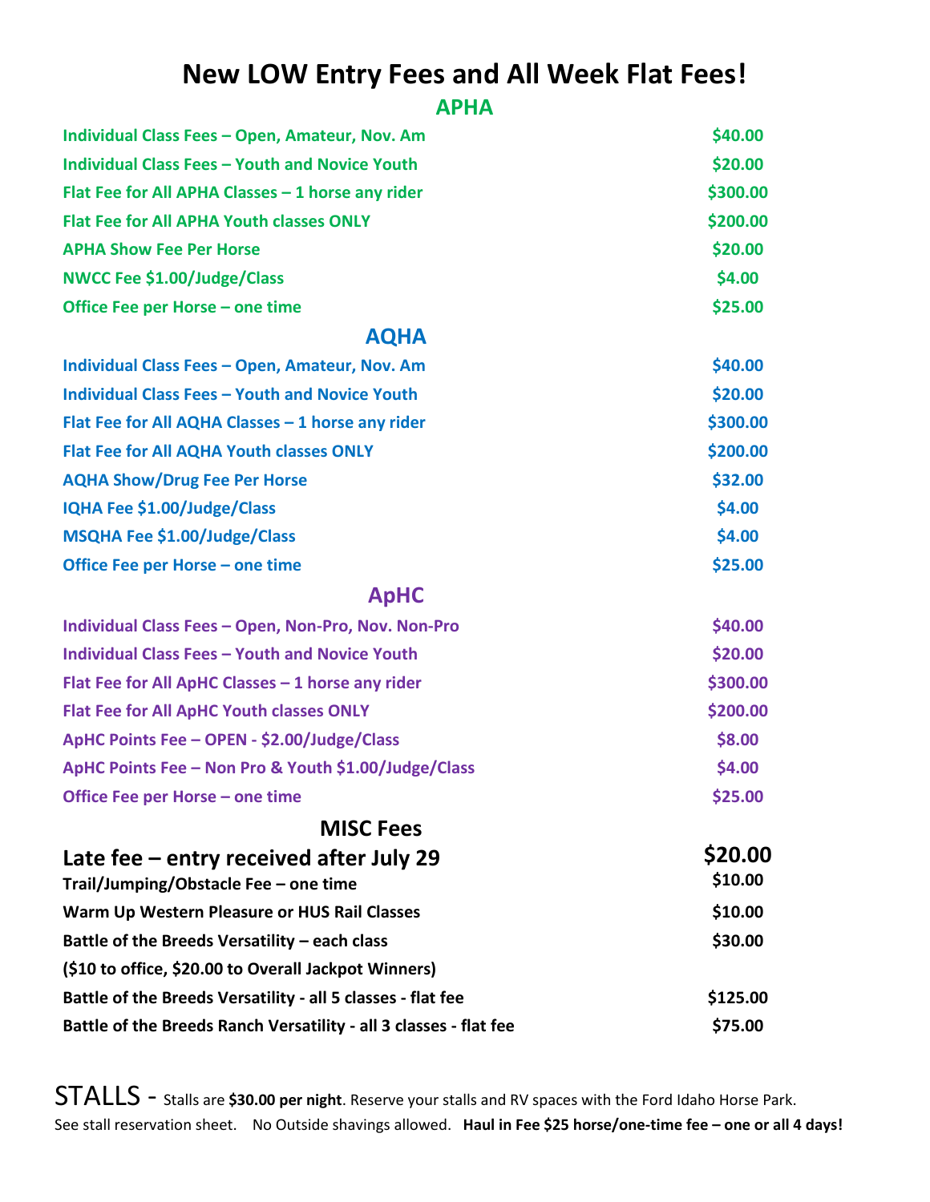# New LOW Entry Fees and All Week Flat Fees!

## APHA

| | |
|---|---|
| **Individual Class Fees – Open, Amateur, Nov. Am** | **$40.00** |
| **Individual Class Fees – Youth and Novice Youth** | **$20.00** |
| **Flat Fee for All APHA Classes – 1 horse any rider** | **$300.00** |
| **Flat Fee for All APHA Youth classes ONLY** | **$200.00** |
| **APHA Show Fee Per Horse** | **$20.00** |
| **NWCC Fee $1.00/Judge/Class** | **$4.00** |
| **Office Fee per Horse – one time** | **$25.00** |

## AQHA

| | |
|---|---|
| **Individual Class Fees – Open, Amateur, Nov. Am** | **$40.00** |
| **Individual Class Fees – Youth and Novice Youth** | **$20.00** |
| **Flat Fee for All AQHA Classes – 1 horse any rider** | **$300.00** |
| **Flat Fee for All AQHA Youth classes ONLY** | **$200.00** |
| **AQHA Show/Drug Fee Per Horse** | **$32.00** |
| **IQHA Fee $1.00/Judge/Class** | **$4.00** |
| **MSQHA Fee $1.00/Judge/Class** | **$4.00** |
| **Office Fee per Horse – one time** | **$25.00** |

## ApHC

| | |
|---|---|
| **Individual Class Fees – Open, Non-Pro, Nov. Non-Pro** | **$40.00** |
| **Individual Class Fees – Youth and Novice Youth** | **$20.00** |
| **Flat Fee for All ApHC Classes – 1 horse any rider** | **$300.00** |
| **Flat Fee for All ApHC Youth classes ONLY** | **$200.00** |
| **ApHC Points Fee – OPEN - $2.00/Judge/Class** | **$8.00** |
| **ApHC Points Fee – Non Pro & Youth $1.00/Judge/Class** | **$4.00** |
| **Office Fee per Horse – one time** | **$25.00** |

## MISC Fees

| | |
|---|---|
| **Late fee – entry received after July 29** | **$20.00** |
| **Trail/Jumping/Obstacle Fee – one time** | **$10.00** |
| **Warm Up Western Pleasure or HUS Rail Classes** | **$10.00** |
| **Battle of the Breeds Versatility – each class** | **$30.00** |
| **($10 to office, $20.00 to Overall Jackpot Winners)** | |
| **Battle of the Breeds Versatility - all 5 classes - flat fee** | **$125.00** |
| **Battle of the Breeds Ranch Versatility - all 3 classes - flat fee** | **$75.00** |

STALLS - Stalls are **$30.00 per night**. Reserve your stalls and RV spaces with the Ford Idaho Horse Park. See stall reservation sheet. No Outside shavings allowed. **Haul in Fee $25 horse/one-time fee – one or all 4 days!**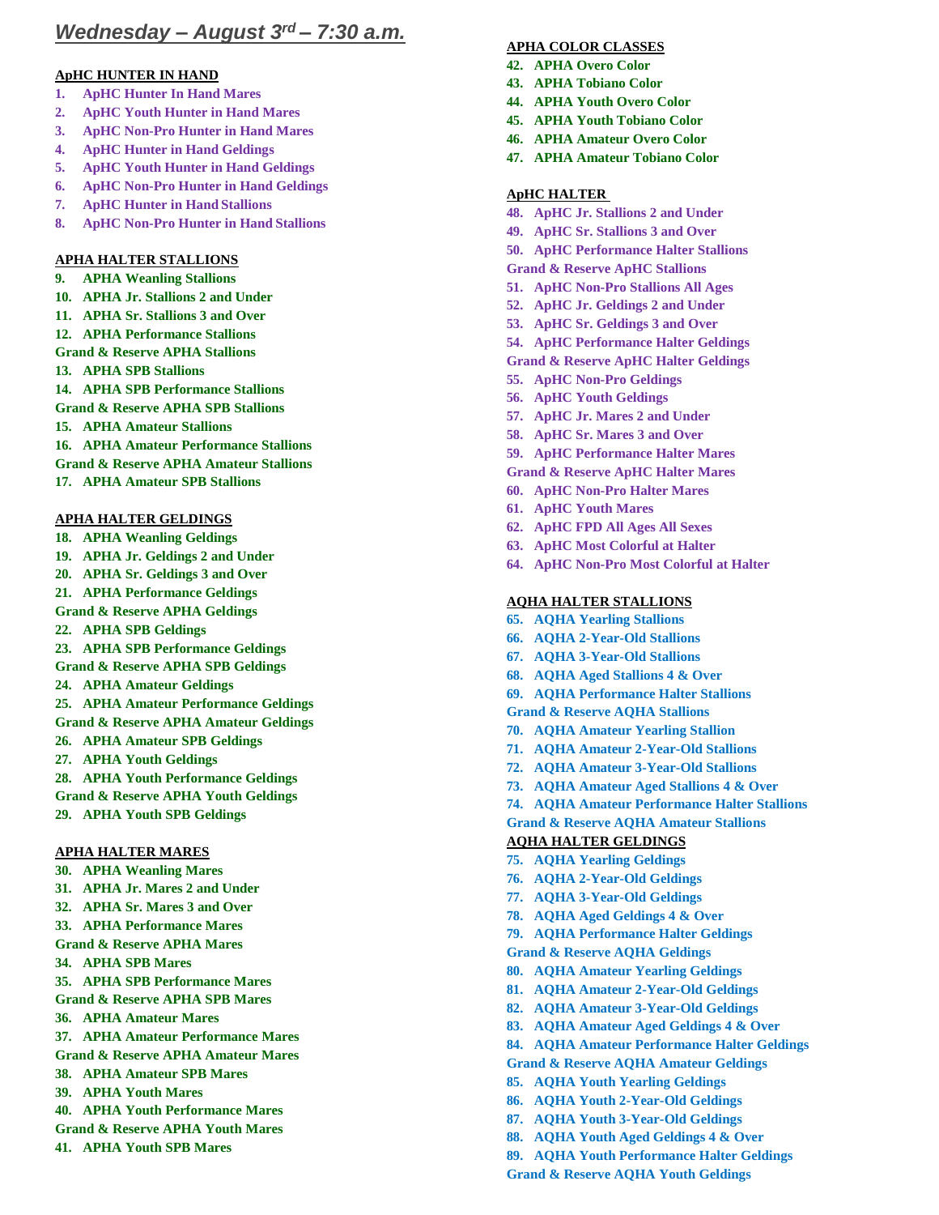# *Wednesday – August 3rd – 7:30 a.m.*

**ApHC HUNTER IN HAND**

1. **ApHC Hunter In Hand Mares**
2. **ApHC Youth Hunter in Hand Mares**
3. **ApHC Non-Pro Hunter in Hand Mares**
4. **ApHC Hunter in Hand Geldings**
5. **ApHC Youth Hunter in Hand Geldings**
6. **ApHC Non-Pro Hunter in Hand Geldings**
7. **ApHC Hunter in Hand Stallions**
8. **ApHC Non-Pro Hunter in Hand Stallions**

**APHA HALTER STALLIONS**

9. **APHA Weanling Stallions**
10. **APHA Jr. Stallions 2 and Under**
11. **APHA Sr. Stallions 3 and Over**
12. **APHA Performance Stallions**

**Grand & Reserve APHA Stallions**

13. **APHA SPB Stallions**
14. **APHA SPB Performance Stallions**

**Grand & Reserve APHA SPB Stallions**

15. **APHA Amateur Stallions**
16. **APHA Amateur Performance Stallions**

**Grand & Reserve APHA Amateur Stallions**

17. **APHA Amateur SPB Stallions**

**APHA HALTER GELDINGS**

18. **APHA Weanling Geldings**
19. **APHA Jr. Geldings 2 and Under**
20. **APHA Sr. Geldings 3 and Over**
21. **APHA Performance Geldings**

**Grand & Reserve APHA Geldings**

22. **APHA SPB Geldings**
23. **APHA SPB Performance Geldings**

**Grand & Reserve APHA SPB Geldings**

24. **APHA Amateur Geldings**
25. **APHA Amateur Performance Geldings**

**Grand & Reserve APHA Amateur Geldings**

26. **APHA Amateur SPB Geldings**
27. **APHA Youth Geldings**
28. **APHA Youth Performance Geldings**

**Grand & Reserve APHA Youth Geldings**

29. **APHA Youth SPB Geldings**

**APHA HALTER MARES**

30. **APHA Weanling Mares**
31. **APHA Jr. Mares 2 and Under**
32. **APHA Sr. Mares 3 and Over**
33. **APHA Performance Mares**

**Grand & Reserve APHA Mares**

34. **APHA SPB Mares**
35. **APHA SPB Performance Mares**

**Grand & Reserve APHA SPB Mares**

36. **APHA Amateur Mares**
37. **APHA Amateur Performance Mares**

**Grand & Reserve APHA Amateur Mares**

38. **APHA Amateur SPB Mares**
39. **APHA Youth Mares**
40. **APHA Youth Performance Mares**

**Grand & Reserve APHA Youth Mares**

41. **APHA Youth SPB Mares**

**APHA COLOR CLASSES**

42. **APHA Overo Color**
43. **APHA Tobiano Color**
44. **APHA Youth Overo Color**
45. **APHA Youth Tobiano Color**
46. **APHA Amateur Overo Color**
47. **APHA Amateur Tobiano Color**

**ApHC HALTER**

48. **ApHC Jr. Stallions 2 and Under**
49. **ApHC Sr. Stallions 3 and Over**
50. **ApHC Performance Halter Stallions**

**Grand & Reserve ApHC Stallions**

51. **ApHC Non-Pro Stallions All Ages**
52. **ApHC Jr. Geldings 2 and Under**
53. **ApHC Sr. Geldings 3 and Over**
54. **ApHC Performance Halter Geldings**

**Grand & Reserve ApHC Halter Geldings**

55. **ApHC Non-Pro Geldings**
56. **ApHC Youth Geldings**
57. **ApHC Jr. Mares 2 and Under**
58. **ApHC Sr. Mares 3 and Over**
59. **ApHC Performance Halter Mares**

**Grand & Reserve ApHC Halter Mares**

60. **ApHC Non-Pro Halter Mares**
61. **ApHC Youth Mares**
62. **ApHC FPD All Ages All Sexes**
63. **ApHC Most Colorful at Halter**
64. **ApHC Non-Pro Most Colorful at Halter**

**AQHA HALTER STALLIONS**

65. **AQHA Yearling Stallions**
66. **AQHA 2-Year-Old Stallions**
67. **AQHA 3-Year-Old Stallions**
68. **AQHA Aged Stallions 4 & Over**
69. **AQHA Performance Halter Stallions**

**Grand & Reserve AQHA Stallions**

70. **AQHA Amateur Yearling Stallion**
71. **AQHA Amateur 2-Year-Old Stallions**
72. **AQHA Amateur 3-Year-Old Stallions**
73. **AQHA Amateur Aged Stallions 4 & Over**
74. **AQHA Amateur Performance Halter Stallions**

**Grand & Reserve AQHA Amateur Stallions**

**AQHA HALTER GELDINGS**

75. **AQHA Yearling Geldings**
76. **AQHA 2-Year-Old Geldings**
77. **AQHA 3-Year-Old Geldings**
78. **AQHA Aged Geldings 4 & Over**
79. **AQHA Performance Halter Geldings**

**Grand & Reserve AQHA Geldings**

80. **AQHA Amateur Yearling Geldings**
81. **AQHA Amateur 2-Year-Old Geldings**
82. **AQHA Amateur 3-Year-Old Geldings**
83. **AQHA Amateur Aged Geldings 4 & Over**
84. **AQHA Amateur Performance Halter Geldings**

**Grand & Reserve AQHA Amateur Geldings**

85. **AQHA Youth Yearling Geldings**
86. **AQHA Youth 2-Year-Old Geldings**
87. **AQHA Youth 3-Year-Old Geldings**
88. **AQHA Youth Aged Geldings 4 & Over**
89. **AQHA Youth Performance Halter Geldings**

**Grand & Reserve AQHA Youth Geldings**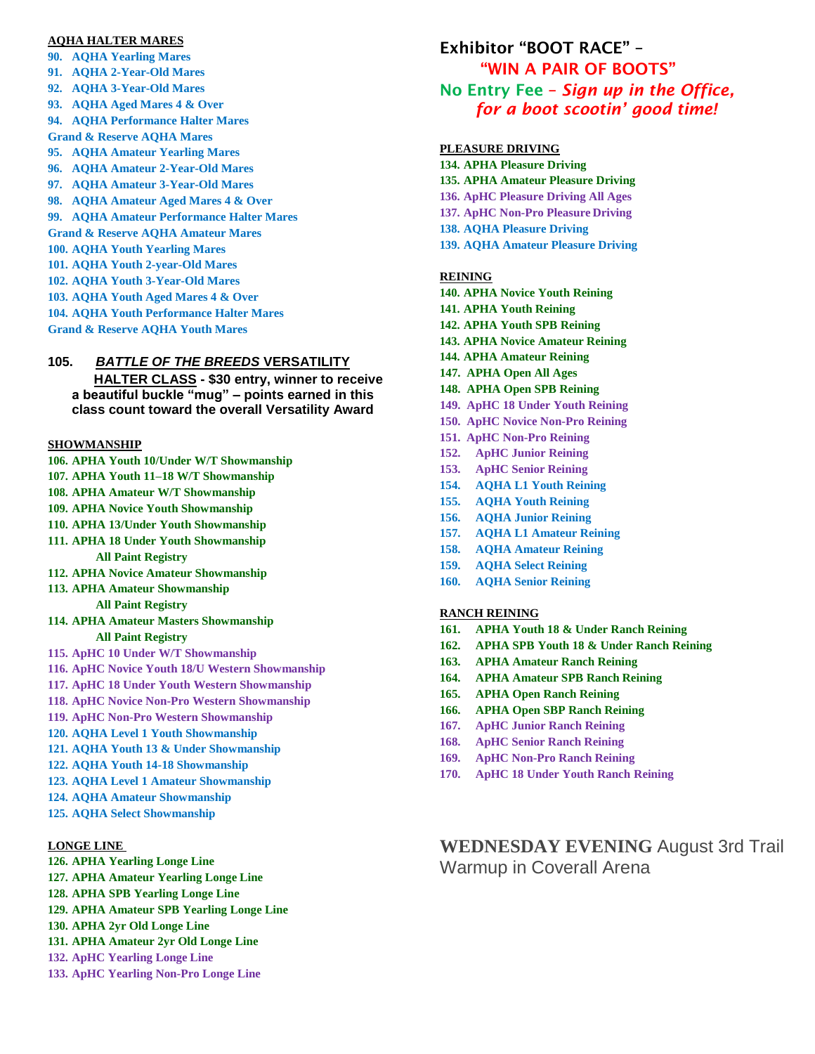**AQHA HALTER MARES**

90. AQHA Yearling Mares
91. AQHA 2-Year-Old Mares
92. AQHA 3-Year-Old Mares
93. AQHA Aged Mares 4 & Over
94. AQHA Performance Halter Mares

Grand & Reserve AQHA Mares

95. AQHA Amateur Yearling Mares
96. AQHA Amateur 2-Year-Old Mares
97. AQHA Amateur 3-Year-Old Mares
98. AQHA Amateur Aged Mares 4 & Over
99. AQHA Amateur Performance Halter Mares

Grand & Reserve AQHA Amateur Mares

100. AQHA Youth Yearling Mares
101. AQHA Youth 2-year-Old Mares
102. AQHA Youth 3-Year-Old Mares
103. AQHA Youth Aged Mares 4 & Over
104. AQHA Youth Performance Halter Mares

Grand & Reserve AQHA Youth Mares

**105. *BATTLE OF THE BREEDS* VERSATILITY HALTER CLASS - $30 entry, winner to receive a beautiful buckle "mug" – points earned in this class count toward the overall Versatility Award**

**SHOWMANSHIP**

106. APHA Youth 10/Under W/T Showmanship
107. APHA Youth 11–18 W/T Showmanship
108. APHA Amateur W/T Showmanship
109. APHA Novice Youth Showmanship
110. APHA 13/Under Youth Showmanship
111. APHA 18 Under Youth Showmanship
    All Paint Registry
112. APHA Novice Amateur Showmanship
113. APHA Amateur Showmanship
    All Paint Registry
114. APHA Amateur Masters Showmanship
    All Paint Registry
115. ApHC 10 Under W/T Showmanship
116. ApHC Novice Youth 18/U Western Showmanship
117. ApHC 18 Under Youth Western Showmanship
118. ApHC Novice Non-Pro Western Showmanship
119. ApHC Non-Pro Western Showmanship
120. AQHA Level 1 Youth Showmanship
121. AQHA Youth 13 & Under Showmanship
122. AQHA Youth 14-18 Showmanship
123. AQHA Level 1 Amateur Showmanship
124. AQHA Amateur Showmanship
125. AQHA Select Showmanship

**LONGE LINE**

126. APHA Yearling Longe Line
127. APHA Amateur Yearling Longe Line
128. APHA SPB Yearling Longe Line
129. APHA Amateur SPB Yearling Longe Line
130. APHA 2yr Old Longe Line
131. APHA Amateur 2yr Old Longe Line
132. ApHC Yearling Longe Line
133. ApHC Yearling Non-Pro Longe Line

## Exhibitor "BOOT RACE" – "WIN A PAIR OF BOOTS"

**No Entry Fee – *Sign up in the Office, for a boot scootin' good time!***

**PLEASURE DRIVING**

134. APHA Pleasure Driving
135. APHA Amateur Pleasure Driving
136. ApHC Pleasure Driving All Ages
137. ApHC Non-Pro Pleasure Driving
138. AQHA Pleasure Driving
139. AQHA Amateur Pleasure Driving

**REINING**

140. APHA Novice Youth Reining
141. APHA Youth Reining
142. APHA Youth SPB Reining
143. APHA Novice Amateur Reining
144. APHA Amateur Reining
147. APHA Open All Ages
148. APHA Open SPB Reining
149. ApHC 18 Under Youth Reining
150. ApHC Novice Non-Pro Reining
151. ApHC Non-Pro Reining
152. ApHC Junior Reining
153. ApHC Senior Reining
154. AQHA L1 Youth Reining
155. AQHA Youth Reining
156. AQHA Junior Reining
157. AQHA L1 Amateur Reining
158. AQHA Amateur Reining
159. AQHA Select Reining
160. AQHA Senior Reining

**RANCH REINING**

161. APHA Youth 18 & Under Ranch Reining
162. APHA SPB Youth 18 & Under Ranch Reining
163. APHA Amateur Ranch Reining
164. APHA Amateur SPB Ranch Reining
165. APHA Open Ranch Reining
166. APHA Open SBP Ranch Reining
167. ApHC Junior Ranch Reining
168. ApHC Senior Ranch Reining
169. ApHC Non-Pro Ranch Reining
170. ApHC 18 Under Youth Ranch Reining

**WEDNESDAY EVENING** August 3rd Trail Warmup in Coverall Arena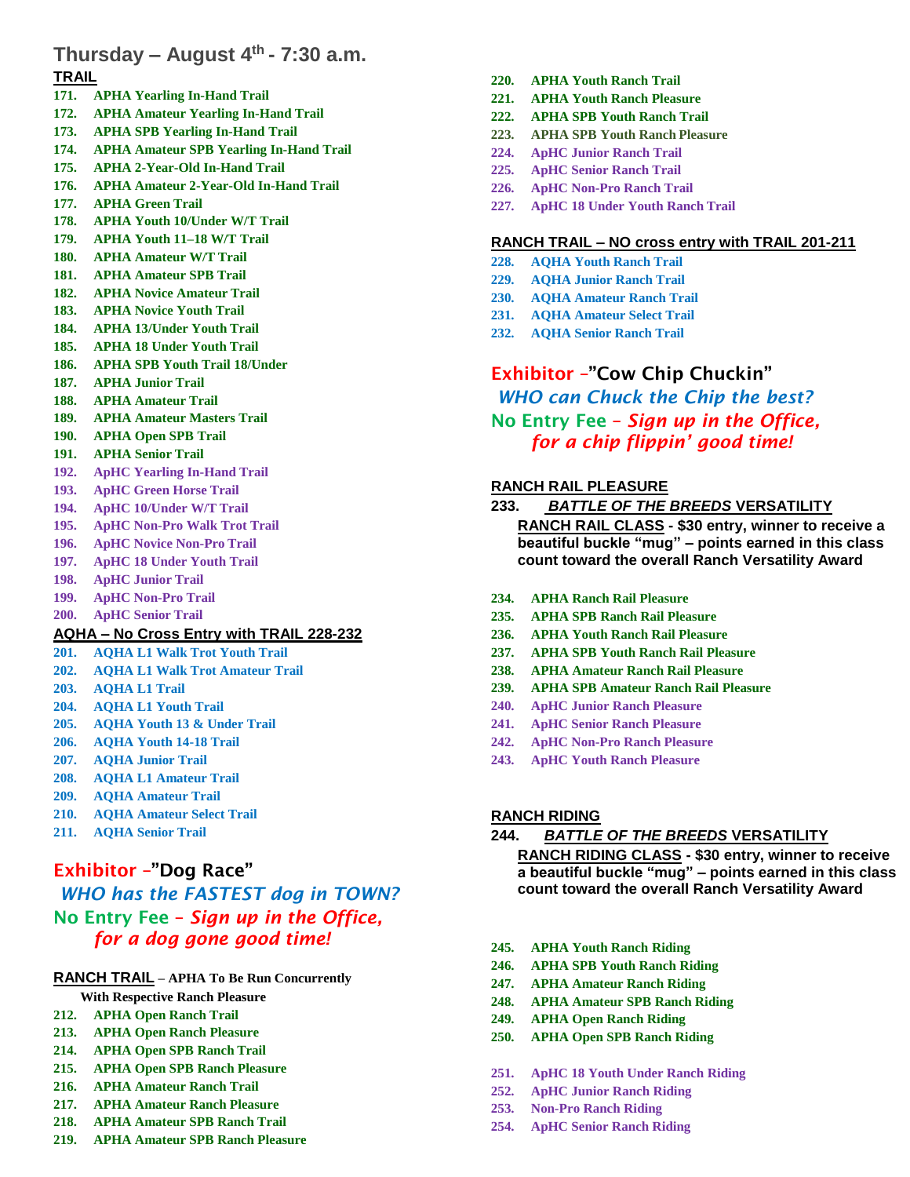## Thursday – August 4th - 7:30 a.m.

**TRAIL**

171. APHA Yearling In-Hand Trail
172. APHA Amateur Yearling In-Hand Trail
173. APHA SPB Yearling In-Hand Trail
174. APHA Amateur SPB Yearling In-Hand Trail
175. APHA 2-Year-Old In-Hand Trail
176. APHA Amateur 2-Year-Old In-Hand Trail
177. APHA Green Trail
178. APHA Youth 10/Under W/T Trail
179. APHA Youth 11–18 W/T Trail
180. APHA Amateur W/T Trail
181. APHA Amateur SPB Trail
182. APHA Novice Amateur Trail
183. APHA Novice Youth Trail
184. APHA 13/Under Youth Trail
185. APHA 18 Under Youth Trail
186. APHA SPB Youth Trail 18/Under
187. APHA Junior Trail
188. APHA Amateur Trail
189. APHA Amateur Masters Trail
190. APHA Open SPB Trail
191. APHA Senior Trail
192. ApHC Yearling In-Hand Trail
193. ApHC Green Horse Trail
194. ApHC 10/Under W/T Trail
195. ApHC Non-Pro Walk Trot Trail
196. ApHC Novice Non-Pro Trail
197. ApHC 18 Under Youth Trail
198. ApHC Junior Trail
199. ApHC Non-Pro Trail
200. ApHC Senior Trail

**AQHA – No Cross Entry with TRAIL 228-232**

201. AQHA L1 Walk Trot Youth Trail
202. AQHA L1 Walk Trot Amateur Trail
203. AQHA L1 Trail
204. AQHA L1 Youth Trail
205. AQHA Youth 13 & Under Trail
206. AQHA Youth 14-18 Trail
207. AQHA Junior Trail
208. AQHA L1 Amateur Trail
209. AQHA Amateur Trail
210. AQHA Amateur Select Trail
211. AQHA Senior Trail

**Exhibitor –"Dog Race"**

*WHO has the FASTEST dog in TOWN?*

**No Entry Fee** – *Sign up in the Office, for a dog gone good time!*

**RANCH TRAIL – APHA To Be Run Concurrently With Respective Ranch Pleasure**

212. APHA Open Ranch Trail
213. APHA Open Ranch Pleasure
214. APHA Open SPB Ranch Trail
215. APHA Open SPB Ranch Pleasure
216. APHA Amateur Ranch Trail
217. APHA Amateur Ranch Pleasure
218. APHA Amateur SPB Ranch Trail
219. APHA Amateur SPB Ranch Pleasure
220. APHA Youth Ranch Trail
221. APHA Youth Ranch Pleasure
222. APHA SPB Youth Ranch Trail
223. APHA SPB Youth Ranch Pleasure
224. ApHC Junior Ranch Trail
225. ApHC Senior Ranch Trail
226. ApHC Non-Pro Ranch Trail
227. ApHC 18 Under Youth Ranch Trail

**RANCH TRAIL – NO cross entry with TRAIL 201-211**

228. AQHA Youth Ranch Trail
229. AQHA Junior Ranch Trail
230. AQHA Amateur Ranch Trail
231. AQHA Amateur Select Trail
232. AQHA Senior Ranch Trail

**Exhibitor –"Cow Chip Chuckin"**

*WHO can Chuck the Chip the best?*

**No Entry Fee** – *Sign up in the Office, for a chip flippin' good time!*

**RANCH RAIL PLEASURE**

233. ***BATTLE OF THE BREEDS* VERSATILITY RANCH RAIL CLASS - $30 entry, winner to receive a beautiful buckle "mug" – points earned in this class count toward the overall Ranch Versatility Award**
234. APHA Ranch Rail Pleasure
235. APHA SPB Ranch Rail Pleasure
236. APHA Youth Ranch Rail Pleasure
237. APHA SPB Youth Ranch Rail Pleasure
238. APHA Amateur Ranch Rail Pleasure
239. APHA SPB Amateur Ranch Rail Pleasure
240. ApHC Junior Ranch Pleasure
241. ApHC Senior Ranch Pleasure
242. ApHC Non-Pro Ranch Pleasure
243. ApHC Youth Ranch Pleasure

**RANCH RIDING**

244. ***BATTLE OF THE BREEDS* VERSATILITY RANCH RIDING CLASS - $30 entry, winner to receive a beautiful buckle "mug" – points earned in this class count toward the overall Ranch Versatility Award**
245. APHA Youth Ranch Riding
246. APHA SPB Youth Ranch Riding
247. APHA Amateur Ranch Riding
248. APHA Amateur SPB Ranch Riding
249. APHA Open Ranch Riding
250. APHA Open SPB Ranch Riding
251. ApHC 18 Youth Under Ranch Riding
252. ApHC Junior Ranch Riding
253. Non-Pro Ranch Riding
254. ApHC Senior Ranch Riding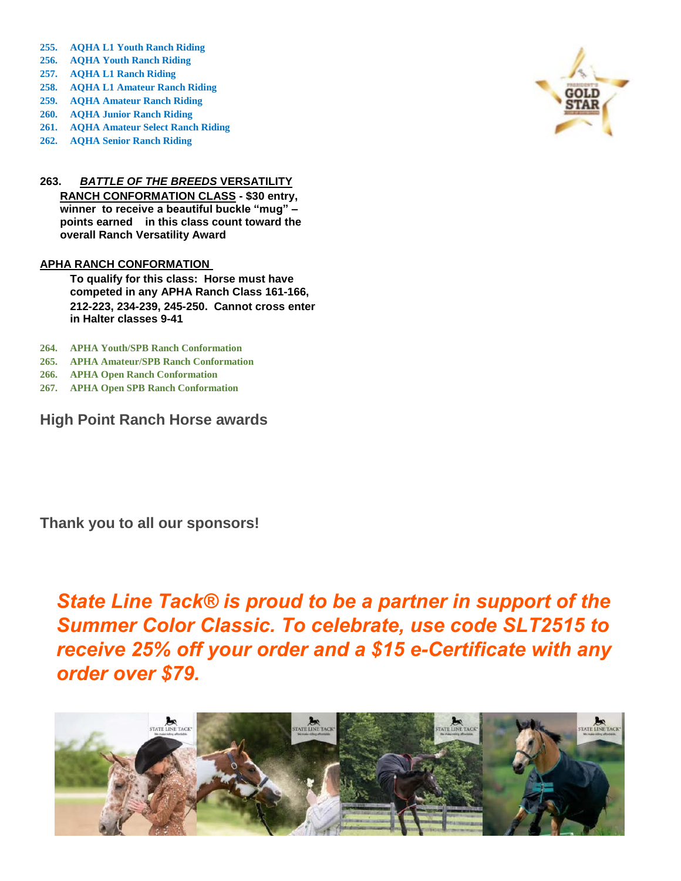255. AQHA L1 Youth Ranch Riding
256. AQHA Youth Ranch Riding
257. AQHA L1 Ranch Riding
258. AQHA L1 Amateur Ranch Riding
259. AQHA Amateur Ranch Riding
260. AQHA Junior Ranch Riding
261. AQHA Amateur Select Ranch Riding
262. AQHA Senior Ranch Riding

**263. *BATTLE OF THE BREEDS* VERSATILITY RANCH CONFORMATION CLASS - $30 entry, winner to receive a beautiful buckle "mug" – points earned in this class count toward the overall Ranch Versatility Award**

**APHA RANCH CONFORMATION**

**To qualify for this class: Horse must have competed in any APHA Ranch Class 161-166, 212-223, 234-239, 245-250. Cannot cross enter in Halter classes 9-41**

264. APHA Youth/SPB Ranch Conformation
265. APHA Amateur/SPB Ranch Conformation
266. APHA Open Ranch Conformation
267. APHA Open SPB Ranch Conformation

## High Point Ranch Horse awards

## Thank you to all our sponsors!

***State Line Tack® is proud to be a partner in support of the Summer Color Classic. To celebrate, use code SLT2515 to receive 25% off your order and a $15 e-Certificate with any order over $79.***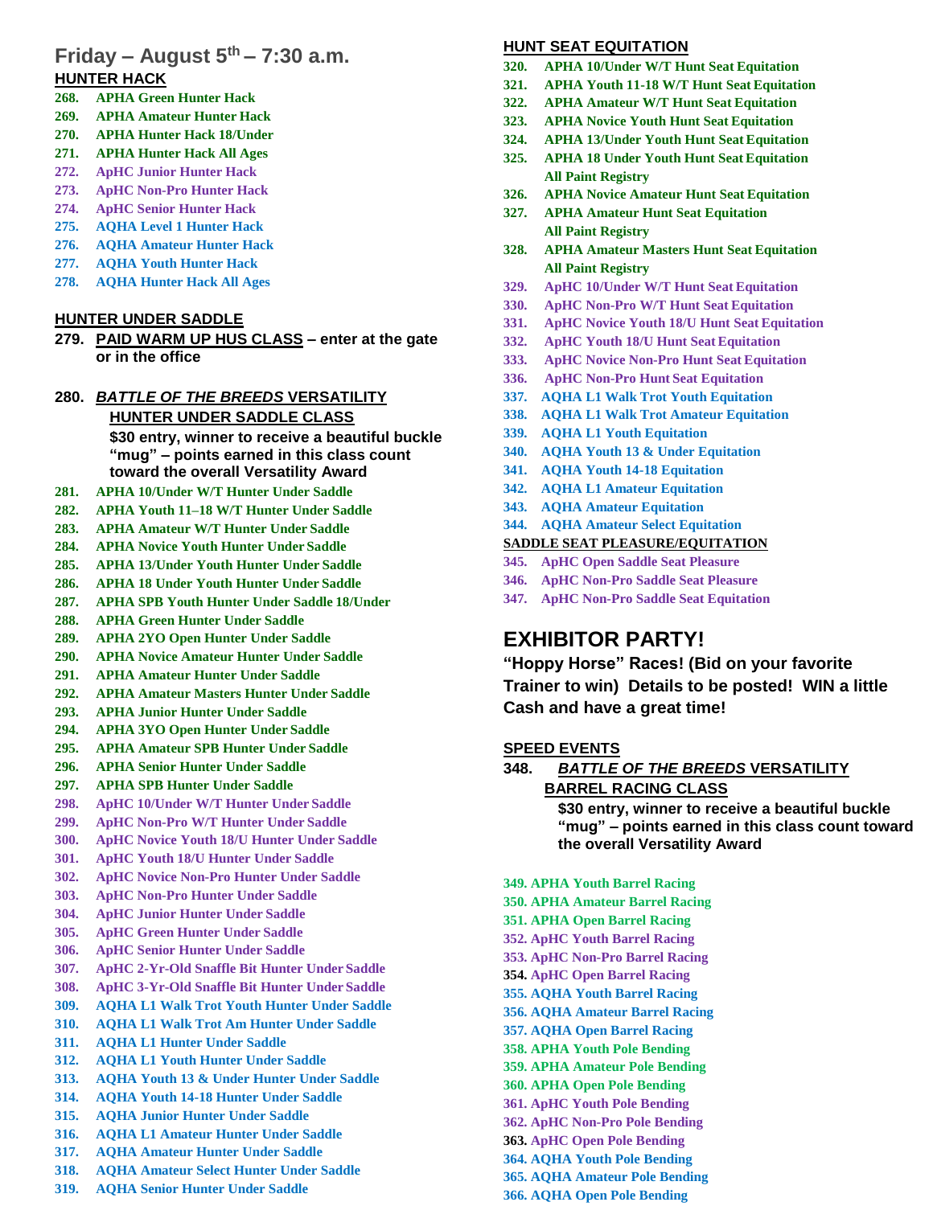## Friday – August 5th – 7:30 a.m.

**HUNTER HACK**

- **268.** **APHA Green Hunter Hack**
- **269.** **APHA Amateur Hunter Hack**
- **270.** **APHA Hunter Hack 18/Under**
- **271.** **APHA Hunter Hack All Ages**
- **272.** **ApHC Junior Hunter Hack**
- **273.** **ApHC Non-Pro Hunter Hack**
- **274.** **ApHC Senior Hunter Hack**
- **275.** **AQHA Level 1 Hunter Hack**
- **276.** **AQHA Amateur Hunter Hack**
- **277.** **AQHA Youth Hunter Hack**
- **278.** **AQHA Hunter Hack All Ages**

**HUNTER UNDER SADDLE**

**279.** **PAID WARM UP HUS CLASS – enter at the gate or in the office**

**280.** ***BATTLE OF THE BREEDS* VERSATILITY HUNTER UNDER SADDLE CLASS**
**$30 entry, winner to receive a beautiful buckle "mug" – points earned in this class count toward the overall Versatility Award**

- **281.** **APHA 10/Under W/T Hunter Under Saddle**
- **282.** **APHA Youth 11–18 W/T Hunter Under Saddle**
- **283.** **APHA Amateur W/T Hunter Under Saddle**
- **284.** **APHA Novice Youth Hunter Under Saddle**
- **285.** **APHA 13/Under Youth Hunter Under Saddle**
- **286.** **APHA 18 Under Youth Hunter Under Saddle**
- **287.** **APHA SPB Youth Hunter Under Saddle 18/Under**
- **288.** **APHA Green Hunter Under Saddle**
- **289.** **APHA 2YO Open Hunter Under Saddle**
- **290.** **APHA Novice Amateur Hunter Under Saddle**
- **291.** **APHA Amateur Hunter Under Saddle**
- **292.** **APHA Amateur Masters Hunter Under Saddle**
- **293.** **APHA Junior Hunter Under Saddle**
- **294.** **APHA 3YO Open Hunter Under Saddle**
- **295.** **APHA Amateur SPB Hunter Under Saddle**
- **296.** **APHA Senior Hunter Under Saddle**
- **297.** **APHA SPB Hunter Under Saddle**
- **298.** **ApHC 10/Under W/T Hunter Under Saddle**
- **299.** **ApHC Non-Pro W/T Hunter Under Saddle**
- **300.** **ApHC Novice Youth 18/U Hunter Under Saddle**
- **301.** **ApHC Youth 18/U Hunter Under Saddle**
- **302.** **ApHC Novice Non-Pro Hunter Under Saddle**
- **303.** **ApHC Non-Pro Hunter Under Saddle**
- **304.** **ApHC Junior Hunter Under Saddle**
- **305.** **ApHC Green Hunter Under Saddle**
- **306.** **ApHC Senior Hunter Under Saddle**
- **307.** **ApHC 2-Yr-Old Snaffle Bit Hunter Under Saddle**
- **308.** **ApHC 3-Yr-Old Snaffle Bit Hunter Under Saddle**
- **309.** **AQHA L1 Walk Trot Youth Hunter Under Saddle**
- **310.** **AQHA L1 Walk Trot Am Hunter Under Saddle**
- **311.** **AQHA L1 Hunter Under Saddle**
- **312.** **AQHA L1 Youth Hunter Under Saddle**
- **313.** **AQHA Youth 13 & Under Hunter Under Saddle**
- **314.** **AQHA Youth 14-18 Hunter Under Saddle**
- **315.** **AQHA Junior Hunter Under Saddle**
- **316.** **AQHA L1 Amateur Hunter Under Saddle**
- **317.** **AQHA Amateur Hunter Under Saddle**
- **318.** **AQHA Amateur Select Hunter Under Saddle**
- **319.** **AQHA Senior Hunter Under Saddle**

**HUNT SEAT EQUITATION**

- **320.** **APHA 10/Under W/T Hunt Seat Equitation**
- **321.** **APHA Youth 11-18 W/T Hunt Seat Equitation**
- **322.** **APHA Amateur W/T Hunt Seat Equitation**
- **323.** **APHA Novice Youth Hunt Seat Equitation**
- **324.** **APHA 13/Under Youth Hunt Seat Equitation**
- **325.** **APHA 18 Under Youth Hunt Seat Equitation All Paint Registry**
- **326.** **APHA Novice Amateur Hunt Seat Equitation**
- **327.** **APHA Amateur Hunt Seat Equitation All Paint Registry**
- **328.** **APHA Amateur Masters Hunt Seat Equitation All Paint Registry**
- **329.** **ApHC 10/Under W/T Hunt Seat Equitation**
- **330.** **ApHC Non-Pro W/T Hunt Seat Equitation**
- **331.** **ApHC Novice Youth 18/U Hunt Seat Equitation**
- **332.** **ApHC Youth 18/U Hunt Seat Equitation**
- **333.** **ApHC Novice Non-Pro Hunt Seat Equitation**
- **336.** **ApHC Non-Pro Hunt Seat Equitation**
- **337.** **AQHA L1 Walk Trot Youth Equitation**
- **338.** **AQHA L1 Walk Trot Amateur Equitation**
- **339.** **AQHA L1 Youth Equitation**
- **340.** **AQHA Youth 13 & Under Equitation**
- **341.** **AQHA Youth 14-18 Equitation**
- **342.** **AQHA L1 Amateur Equitation**
- **343.** **AQHA Amateur Equitation**
- **344.** **AQHA Amateur Select Equitation**

**SADDLE SEAT PLEASURE/EQUITATION**

- **345.** **ApHC Open Saddle Seat Pleasure**
- **346.** **ApHC Non-Pro Saddle Seat Pleasure**
- **347.** **ApHC Non-Pro Saddle Seat Equitation**

## EXHIBITOR PARTY!

**"Hoppy Horse" Races! (Bid on your favorite Trainer to win) Details to be posted! WIN a little Cash and have a great time!**

**SPEED EVENTS**

**348.** ***BATTLE OF THE BREEDS* VERSATILITY BARREL RACING CLASS**
**$30 entry, winner to receive a beautiful buckle "mug" – points earned in this class count toward the overall Versatility Award**

- **349. APHA Youth Barrel Racing**
- **350. APHA Amateur Barrel Racing**
- **351. APHA Open Barrel Racing**
- **352. ApHC Youth Barrel Racing**
- **353. ApHC Non-Pro Barrel Racing**
- **354. ApHC Open Barrel Racing**
- **355. AQHA Youth Barrel Racing**
- **356. AQHA Amateur Barrel Racing**
- **357. AQHA Open Barrel Racing**
- **358. APHA Youth Pole Bending**
- **359. APHA Amateur Pole Bending**
- **360. APHA Open Pole Bending**
- **361. ApHC Youth Pole Bending**
- **362. ApHC Non-Pro Pole Bending**
- **363. ApHC Open Pole Bending**
- **364. AQHA Youth Pole Bending**
- **365. AQHA Amateur Pole Bending**
- **366. AQHA Open Pole Bending**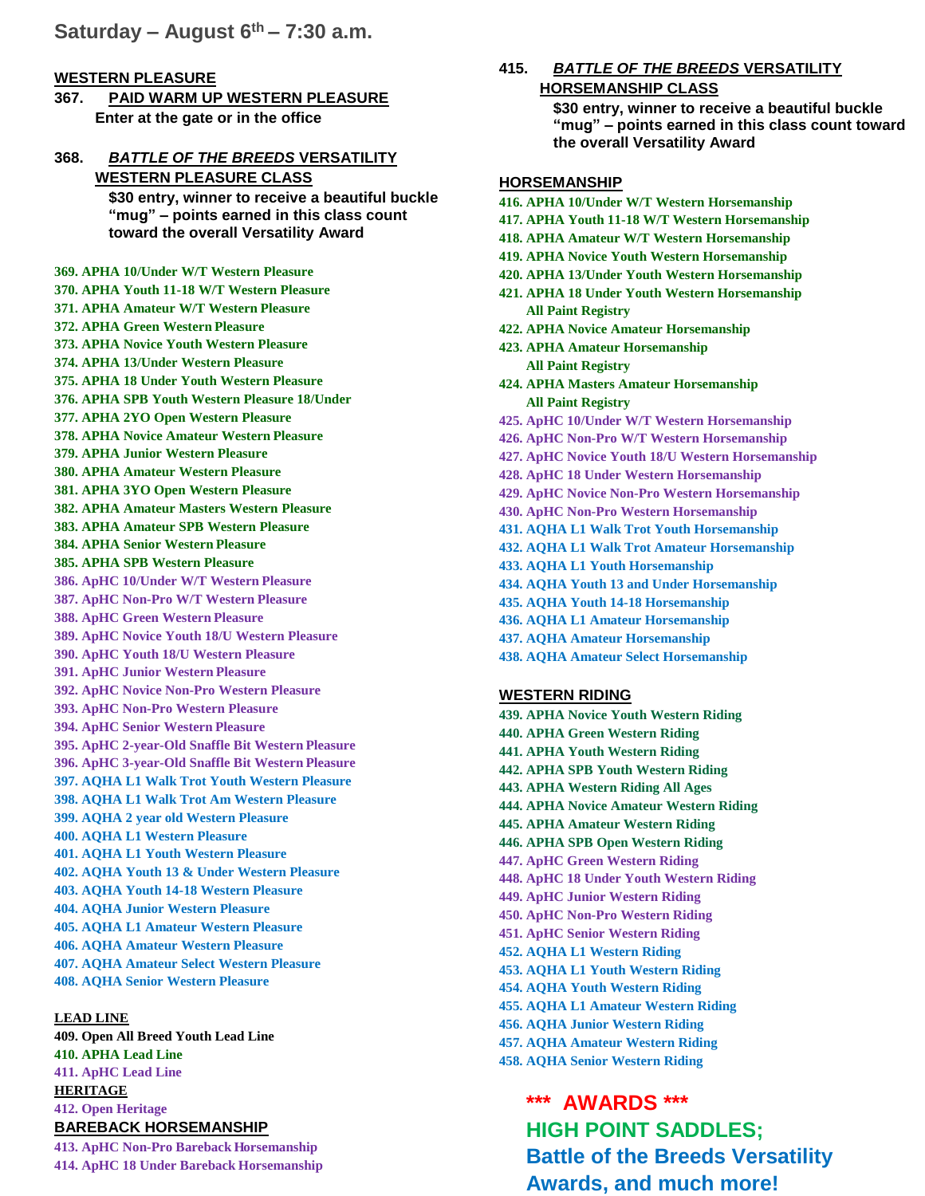## Saturday – August 6th – 7:30 a.m.

### WESTERN PLEASURE

**367. PAID WARM UP WESTERN PLEASURE**
**Enter at the gate or in the office**

**368. *BATTLE OF THE BREEDS* VERSATILITY WESTERN PLEASURE CLASS**
**$30 entry, winner to receive a beautiful buckle "mug" – points earned in this class count toward the overall Versatility Award**

**369. APHA 10/Under W/T Western Pleasure**
**370. APHA Youth 11-18 W/T Western Pleasure**
**371. APHA Amateur W/T Western Pleasure**
**372. APHA Green Western Pleasure**
**373. APHA Novice Youth Western Pleasure**
**374. APHA 13/Under Western Pleasure**
**375. APHA 18 Under Youth Western Pleasure**
**376. APHA SPB Youth Western Pleasure 18/Under**
**377. APHA 2YO Open Western Pleasure**
**378. APHA Novice Amateur Western Pleasure**
**379. APHA Junior Western Pleasure**
**380. APHA Amateur Western Pleasure**
**381. APHA 3YO Open Western Pleasure**
**382. APHA Amateur Masters Western Pleasure**
**383. APHA Amateur SPB Western Pleasure**
**384. APHA Senior Western Pleasure**
**385. APHA SPB Western Pleasure**
**386. ApHC 10/Under W/T Western Pleasure**
**387. ApHC Non-Pro W/T Western Pleasure**
**388. ApHC Green Western Pleasure**
**389. ApHC Novice Youth 18/U Western Pleasure**
**390. ApHC Youth 18/U Western Pleasure**
**391. ApHC Junior Western Pleasure**
**392. ApHC Novice Non-Pro Western Pleasure**
**393. ApHC Non-Pro Western Pleasure**
**394. ApHC Senior Western Pleasure**
**395. ApHC 2-year-Old Snaffle Bit Western Pleasure**
**396. ApHC 3-year-Old Snaffle Bit Western Pleasure**
**397. AQHA L1 Walk Trot Youth Western Pleasure**
**398. AQHA L1 Walk Trot Am Western Pleasure**
**399. AQHA 2 year old Western Pleasure**
**400. AQHA L1 Western Pleasure**
**401. AQHA L1 Youth Western Pleasure**
**402. AQHA Youth 13 & Under Western Pleasure**
**403. AQHA Youth 14-18 Western Pleasure**
**404. AQHA Junior Western Pleasure**
**405. AQHA L1 Amateur Western Pleasure**
**406. AQHA Amateur Western Pleasure**
**407. AQHA Amateur Select Western Pleasure**
**408. AQHA Senior Western Pleasure**

### LEAD LINE

**409. Open All Breed Youth Lead Line**
**410. APHA Lead Line**
**411. ApHC Lead Line**

### HERITAGE

**412. Open Heritage**

### BAREBACK HORSEMANSHIP

**413. ApHC Non-Pro Bareback Horsemanship**
**414. ApHC 18 Under Bareback Horsemanship**

**415. *BATTLE OF THE BREEDS* VERSATILITY HORSEMANSHIP CLASS**
**$30 entry, winner to receive a beautiful buckle "mug" – points earned in this class count toward the overall Versatility Award**

### HORSEMANSHIP

**416. APHA 10/Under W/T Western Horsemanship**
**417. APHA Youth 11-18 W/T Western Horsemanship**
**418. APHA Amateur W/T Western Horsemanship**
**419. APHA Novice Youth Western Horsemanship**
**420. APHA 13/Under Youth Western Horsemanship**
**421. APHA 18 Under Youth Western Horsemanship**
**All Paint Registry**
**422. APHA Novice Amateur Horsemanship**
**423. APHA Amateur Horsemanship**
**All Paint Registry**
**424. APHA Masters Amateur Horsemanship**
**All Paint Registry**
**425. ApHC 10/Under W/T Western Horsemanship**
**426. ApHC Non-Pro W/T Western Horsemanship**
**427. ApHC Novice Youth 18/U Western Horsemanship**
**428. ApHC 18 Under Western Horsemanship**
**429. ApHC Novice Non-Pro Western Horsemanship**
**430. ApHC Non-Pro Western Horsemanship**
**431. AQHA L1 Walk Trot Youth Horsemanship**
**432. AQHA L1 Walk Trot Amateur Horsemanship**
**433. AQHA L1 Youth Horsemanship**
**434. AQHA Youth 13 and Under Horsemanship**
**435. AQHA Youth 14-18 Horsemanship**
**436. AQHA L1 Amateur Horsemanship**
**437. AQHA Amateur Horsemanship**
**438. AQHA Amateur Select Horsemanship**

### WESTERN RIDING

**439. APHA Novice Youth Western Riding**
**440. APHA Green Western Riding**
**441. APHA Youth Western Riding**
**442. APHA SPB Youth Western Riding**
**443. APHA Western Riding All Ages**
**444. APHA Novice Amateur Western Riding**
**445. APHA Amateur Western Riding**
**446. APHA SPB Open Western Riding**
**447. ApHC Green Western Riding**
**448. ApHC 18 Under Youth Western Riding**
**449. ApHC Junior Western Riding**
**450. ApHC Non-Pro Western Riding**
**451. ApHC Senior Western Riding**
**452. AQHA L1 Western Riding**
**453. AQHA L1 Youth Western Riding**
**454. AQHA Youth Western Riding**
**455. AQHA L1 Amateur Western Riding**
**456. AQHA Junior Western Riding**
**457. AQHA Amateur Western Riding**
**458. AQHA Senior Western Riding**

**\*\*\* AWARDS \*\*\***
**HIGH POINT SADDLES;**
**Battle of the Breeds Versatility Awards, and much more!**